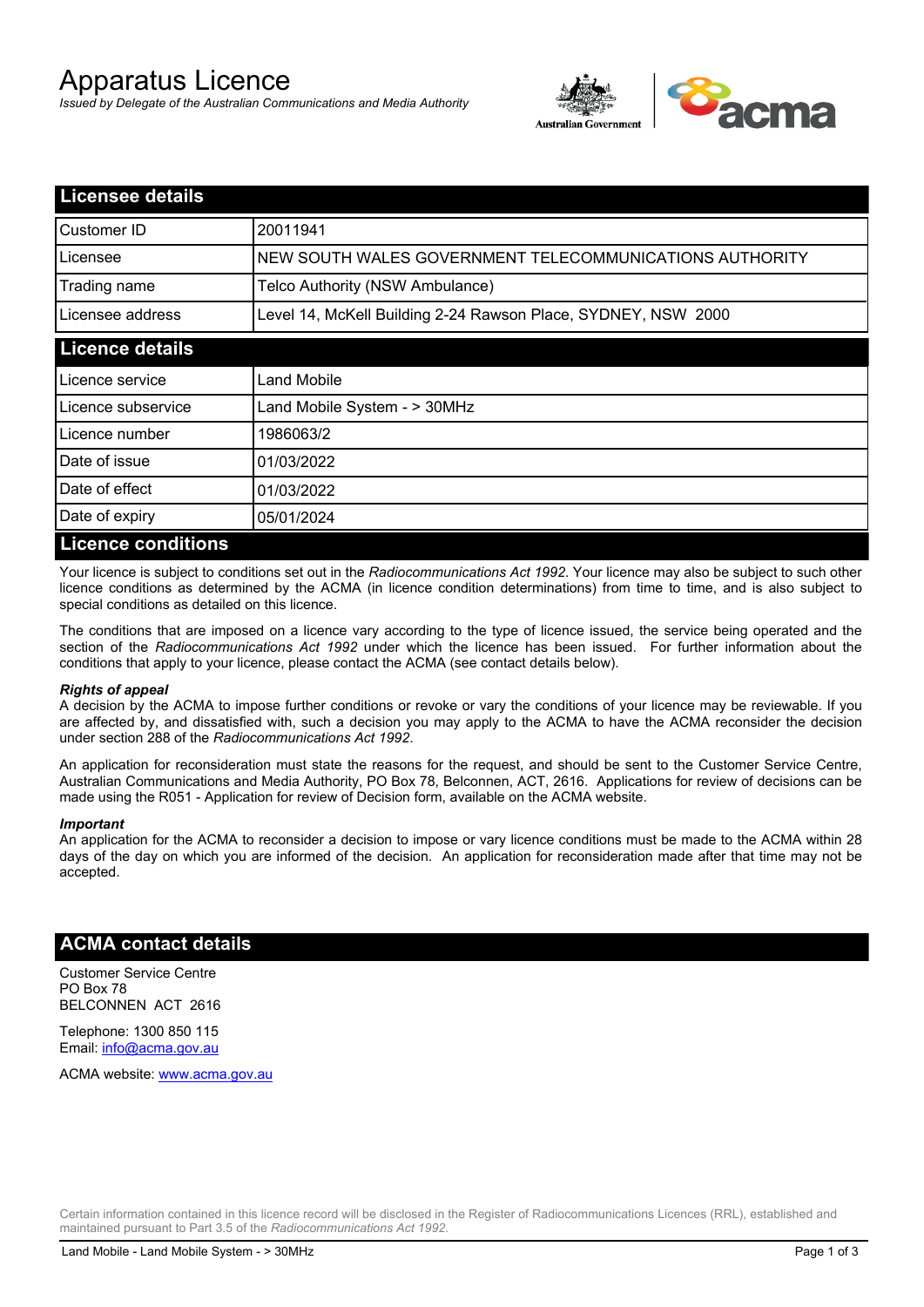# Apparatus Licence

*Issued by Delegate of the Australian Communications and Media Authority*

## Licensee details

| | |
|---|---|
| Customer ID | 20011941 |
| Licensee | NEW SOUTH WALES GOVERNMENT TELECOMMUNICATIONS AUTHORITY |
| Trading name | Telco Authority (NSW Ambulance) |
| Licensee address | Level 14, McKell Building 2-24 Rawson Place, SYDNEY, NSW 2000 |

## Licence details

| | |
|---|---|
| Licence service | Land Mobile |
| Licence subservice | Land Mobile System - > 30MHz |
| Licence number | 1986063/2 |
| Date of issue | 01/03/2022 |
| Date of effect | 01/03/2022 |
| Date of expiry | 05/01/2024 |

## Licence conditions

Your licence is subject to conditions set out in the *Radiocommunications Act 1992*. Your licence may also be subject to such other licence conditions as determined by the ACMA (in licence condition determinations) from time to time, and is also subject to special conditions as detailed on this licence.

The conditions that are imposed on a licence vary according to the type of licence issued, the service being operated and the section of the *Radiocommunications Act 1992* under which the licence has been issued. For further information about the conditions that apply to your licence, please contact the ACMA (see contact details below).

***Rights of appeal***

A decision by the ACMA to impose further conditions or revoke or vary the conditions of your licence may be reviewable. If you are affected by, and dissatisfied with, such a decision you may apply to the ACMA to have the ACMA reconsider the decision under section 288 of the *Radiocommunications Act 1992*.

An application for reconsideration must state the reasons for the request, and should be sent to the Customer Service Centre, Australian Communications and Media Authority, PO Box 78, Belconnen, ACT, 2616. Applications for review of decisions can be made using the R051 - Application for review of Decision form, available on the ACMA website.

***Important***

An application for the ACMA to reconsider a decision to impose or vary licence conditions must be made to the ACMA within 28 days of the day on which you are informed of the decision. An application for reconsideration made after that time may not be accepted.

## ACMA contact details

Customer Service Centre
PO Box 78
BELCONNEN ACT 2616

Telephone: 1300 850 115
Email: info@acma.gov.au

ACMA website: www.acma.gov.au

Certain information contained in this licence record will be disclosed in the Register of Radiocommunications Licences (RRL), established and maintained pursuant to Part 3.5 of the *Radiocommunications Act 1992.*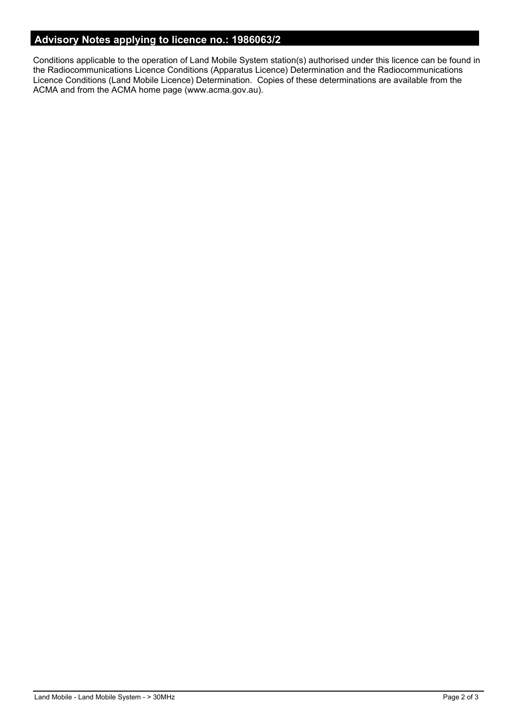## Advisory Notes applying to licence no.: 1986063/2

Conditions applicable to the operation of Land Mobile System station(s) authorised under this licence can be found in the Radiocommunications Licence Conditions (Apparatus Licence) Determination and the Radiocommunications Licence Conditions (Land Mobile Licence) Determination. Copies of these determinations are available from the ACMA and from the ACMA home page (www.acma.gov.au).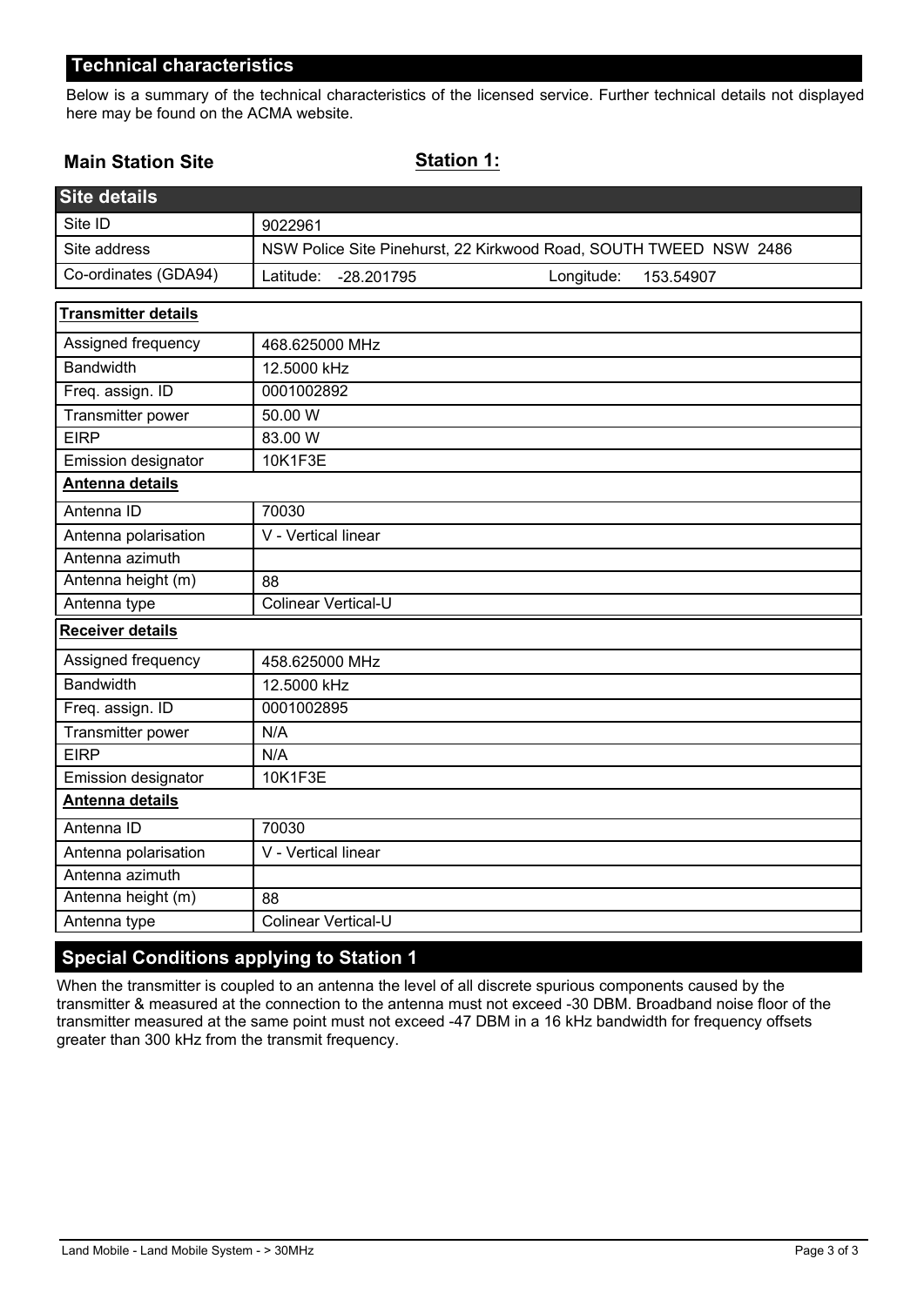## Technical characteristics

Below is a summary of the technical characteristics of the licensed service. Further technical details not displayed here may be found on the ACMA website.

**Main Station Site** **Station 1:**

| Site details | |
|---|---|
| Site ID | 9022961 |
| Site address | NSW Police Site Pinehurst, 22 Kirkwood Road, SOUTH TWEED NSW 2486 |
| Co-ordinates (GDA94) | Latitude: -28.201795 Longitude: 153.54907 |

| Transmitter details | |
|---|---|
| Assigned frequency | 468.625000 MHz |
| Bandwidth | 12.5000 kHz |
| Freq. assign. ID | 0001002892 |
| Transmitter power | 50.00 W |
| EIRP | 83.00 W |
| Emission designator | 10K1F3E |
| **Antenna details** | |
| Antenna ID | 70030 |
| Antenna polarisation | V - Vertical linear |
| Antenna azimuth | |
| Antenna height (m) | 88 |
| Antenna type | Colinear Vertical-U |
| **Receiver details** | |
| Assigned frequency | 458.625000 MHz |
| Bandwidth | 12.5000 kHz |
| Freq. assign. ID | 0001002895 |
| Transmitter power | N/A |
| EIRP | N/A |
| Emission designator | 10K1F3E |
| **Antenna details** | |
| Antenna ID | 70030 |
| Antenna polarisation | V - Vertical linear |
| Antenna azimuth | |
| Antenna height (m) | 88 |
| Antenna type | Colinear Vertical-U |

## Special Conditions applying to Station 1

When the transmitter is coupled to an antenna the level of all discrete spurious components caused by the transmitter & measured at the connection to the antenna must not exceed -30 DBM. Broadband noise floor of the transmitter measured at the same point must not exceed -47 DBM in a 16 kHz bandwidth for frequency offsets greater than 300 kHz from the transmit frequency.